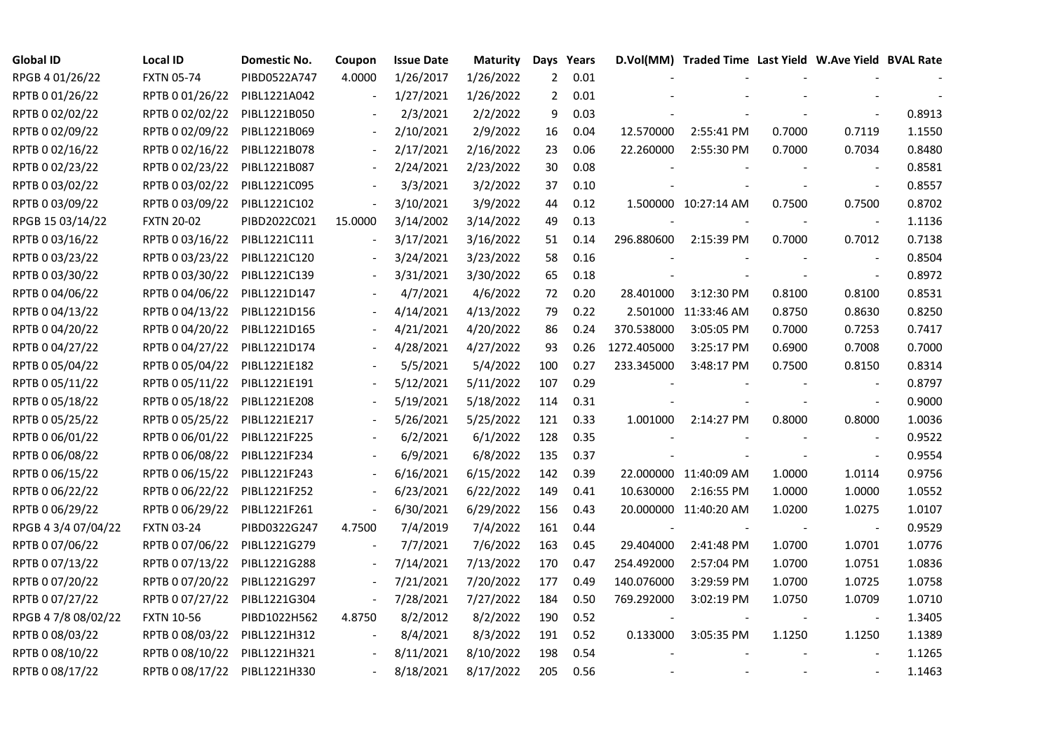| Global ID | Local ID | Domestic No. | Coupon | Issue Date | Maturity | Days | Years | D.Vol(MM) | Traded Time | Last Yield | W.Ave Yield | BVAL Rate |
|---|---|---|---|---|---|---|---|---|---|---|---|---|
| RPGB 4 01/26/22 | FXTN 05-74 | PIBD0522A747 | 4.0000 | 1/26/2017 | 1/26/2022 | 2 | 0.01 | - | - | - | - | - |
| RPTB 0 01/26/22 | RPTB 0 01/26/22 | PIBL1221A042 | - | 1/27/2021 | 1/26/2022 | 2 | 0.01 | - | - | - | - | - |
| RPTB 0 02/02/22 | RPTB 0 02/02/22 | PIBL1221B050 | - | 2/3/2021 | 2/2/2022 | 9 | 0.03 | - | - | - | - | 0.8913 |
| RPTB 0 02/09/22 | RPTB 0 02/09/22 | PIBL1221B069 | - | 2/10/2021 | 2/9/2022 | 16 | 0.04 | 12.570000 | 2:55:41 PM | 0.7000 | 0.7119 | 1.1550 |
| RPTB 0 02/16/22 | RPTB 0 02/16/22 | PIBL1221B078 | - | 2/17/2021 | 2/16/2022 | 23 | 0.06 | 22.260000 | 2:55:30 PM | 0.7000 | 0.7034 | 0.8480 |
| RPTB 0 02/23/22 | RPTB 0 02/23/22 | PIBL1221B087 | - | 2/24/2021 | 2/23/2022 | 30 | 0.08 | - | - | - | - | 0.8581 |
| RPTB 0 03/02/22 | RPTB 0 03/02/22 | PIBL1221C095 | - | 3/3/2021 | 3/2/2022 | 37 | 0.10 | - | - | - | - | 0.8557 |
| RPTB 0 03/09/22 | RPTB 0 03/09/22 | PIBL1221C102 | - | 3/10/2021 | 3/9/2022 | 44 | 0.12 | 1.500000 | 10:27:14 AM | 0.7500 | 0.7500 | 0.8702 |
| RPGB 15 03/14/22 | FXTN 20-02 | PIBD2022C021 | 15.0000 | 3/14/2002 | 3/14/2022 | 49 | 0.13 | - | - | - | - | 1.1136 |
| RPTB 0 03/16/22 | RPTB 0 03/16/22 | PIBL1221C111 | - | 3/17/2021 | 3/16/2022 | 51 | 0.14 | 296.880600 | 2:15:39 PM | 0.7000 | 0.7012 | 0.7138 |
| RPTB 0 03/23/22 | RPTB 0 03/23/22 | PIBL1221C120 | - | 3/24/2021 | 3/23/2022 | 58 | 0.16 | - | - | - | - | 0.8504 |
| RPTB 0 03/30/22 | RPTB 0 03/30/22 | PIBL1221C139 | - | 3/31/2021 | 3/30/2022 | 65 | 0.18 | - | - | - | - | 0.8972 |
| RPTB 0 04/06/22 | RPTB 0 04/06/22 | PIBL1221D147 | - | 4/7/2021 | 4/6/2022 | 72 | 0.20 | 28.401000 | 3:12:30 PM | 0.8100 | 0.8100 | 0.8531 |
| RPTB 0 04/13/22 | RPTB 0 04/13/22 | PIBL1221D156 | - | 4/14/2021 | 4/13/2022 | 79 | 0.22 | 2.501000 | 11:33:46 AM | 0.8750 | 0.8630 | 0.8250 |
| RPTB 0 04/20/22 | RPTB 0 04/20/22 | PIBL1221D165 | - | 4/21/2021 | 4/20/2022 | 86 | 0.24 | 370.538000 | 3:05:05 PM | 0.7000 | 0.7253 | 0.7417 |
| RPTB 0 04/27/22 | RPTB 0 04/27/22 | PIBL1221D174 | - | 4/28/2021 | 4/27/2022 | 93 | 0.26 | 1272.405000 | 3:25:17 PM | 0.6900 | 0.7008 | 0.7000 |
| RPTB 0 05/04/22 | RPTB 0 05/04/22 | PIBL1221E182 | - | 5/5/2021 | 5/4/2022 | 100 | 0.27 | 233.345000 | 3:48:17 PM | 0.7500 | 0.8150 | 0.8314 |
| RPTB 0 05/11/22 | RPTB 0 05/11/22 | PIBL1221E191 | - | 5/12/2021 | 5/11/2022 | 107 | 0.29 | - | - | - | - | 0.8797 |
| RPTB 0 05/18/22 | RPTB 0 05/18/22 | PIBL1221E208 | - | 5/19/2021 | 5/18/2022 | 114 | 0.31 | - | - | - | - | 0.9000 |
| RPTB 0 05/25/22 | RPTB 0 05/25/22 | PIBL1221E217 | - | 5/26/2021 | 5/25/2022 | 121 | 0.33 | 1.001000 | 2:14:27 PM | 0.8000 | 0.8000 | 1.0036 |
| RPTB 0 06/01/22 | RPTB 0 06/01/22 | PIBL1221F225 | - | 6/2/2021 | 6/1/2022 | 128 | 0.35 | - | - | - | - | 0.9522 |
| RPTB 0 06/08/22 | RPTB 0 06/08/22 | PIBL1221F234 | - | 6/9/2021 | 6/8/2022 | 135 | 0.37 | - | - | - | - | 0.9554 |
| RPTB 0 06/15/22 | RPTB 0 06/15/22 | PIBL1221F243 | - | 6/16/2021 | 6/15/2022 | 142 | 0.39 | 22.000000 | 11:40:09 AM | 1.0000 | 1.0114 | 0.9756 |
| RPTB 0 06/22/22 | RPTB 0 06/22/22 | PIBL1221F252 | - | 6/23/2021 | 6/22/2022 | 149 | 0.41 | 10.630000 | 2:16:55 PM | 1.0000 | 1.0000 | 1.0552 |
| RPTB 0 06/29/22 | RPTB 0 06/29/22 | PIBL1221F261 | - | 6/30/2021 | 6/29/2022 | 156 | 0.43 | 20.000000 | 11:40:20 AM | 1.0200 | 1.0275 | 1.0107 |
| RPGB 4 3/4 07/04/22 | FXTN 03-24 | PIBD0322G247 | 4.7500 | 7/4/2019 | 7/4/2022 | 161 | 0.44 | - | - | - | - | 0.9529 |
| RPTB 0 07/06/22 | RPTB 0 07/06/22 | PIBL1221G279 | - | 7/7/2021 | 7/6/2022 | 163 | 0.45 | 29.404000 | 2:41:48 PM | 1.0700 | 1.0701 | 1.0776 |
| RPTB 0 07/13/22 | RPTB 0 07/13/22 | PIBL1221G288 | - | 7/14/2021 | 7/13/2022 | 170 | 0.47 | 254.492000 | 2:57:04 PM | 1.0700 | 1.0751 | 1.0836 |
| RPTB 0 07/20/22 | RPTB 0 07/20/22 | PIBL1221G297 | - | 7/21/2021 | 7/20/2022 | 177 | 0.49 | 140.076000 | 3:29:59 PM | 1.0700 | 1.0725 | 1.0758 |
| RPTB 0 07/27/22 | RPTB 0 07/27/22 | PIBL1221G304 | - | 7/28/2021 | 7/27/2022 | 184 | 0.50 | 769.292000 | 3:02:19 PM | 1.0750 | 1.0709 | 1.0710 |
| RPGB 4 7/8 08/02/22 | FXTN 10-56 | PIBD1022H562 | 4.8750 | 8/2/2012 | 8/2/2022 | 190 | 0.52 | - | - | - | - | 1.3405 |
| RPTB 0 08/03/22 | RPTB 0 08/03/22 | PIBL1221H312 | - | 8/4/2021 | 8/3/2022 | 191 | 0.52 | 0.133000 | 3:05:35 PM | 1.1250 | 1.1250 | 1.1389 |
| RPTB 0 08/10/22 | RPTB 0 08/10/22 | PIBL1221H321 | - | 8/11/2021 | 8/10/2022 | 198 | 0.54 | - | - | - | - | 1.1265 |
| RPTB 0 08/17/22 | RPTB 0 08/17/22 | PIBL1221H330 | - | 8/18/2021 | 8/17/2022 | 205 | 0.56 | - | - | - | - | 1.1463 |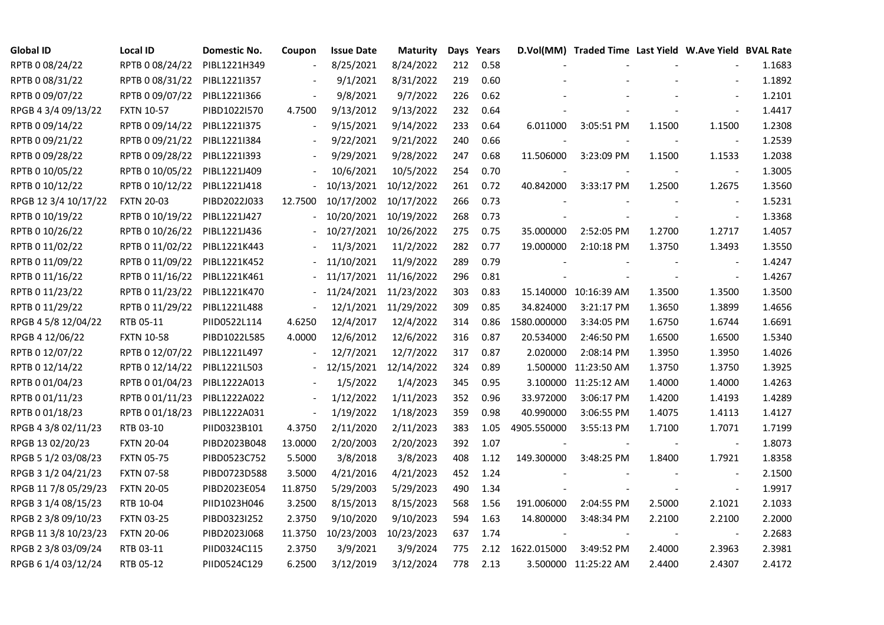| Global ID | Local ID | Domestic No. | Coupon | Issue Date | Maturity | Days | Years | D.Vol(MM) | Traded Time | Last Yield | W.Ave Yield | BVAL Rate |
|---|---|---|---|---|---|---|---|---|---|---|---|---|
| RPTB 0 08/24/22 | RPTB 0 08/24/22 | PIBL1221H349 | - | 8/25/2021 | 8/24/2022 | 212 | 0.58 | - | - | - | - | 1.1683 |
| RPTB 0 08/31/22 | RPTB 0 08/31/22 | PIBL1221I357 | - | 9/1/2021 | 8/31/2022 | 219 | 0.60 | - | - | - | - | 1.1892 |
| RPTB 0 09/07/22 | RPTB 0 09/07/22 | PIBL1221I366 | - | 9/8/2021 | 9/7/2022 | 226 | 0.62 | - | - | - | - | 1.2101 |
| RPGB 4 3/4 09/13/22 | FXTN 10-57 | PIBD1022I570 | 4.7500 | 9/13/2012 | 9/13/2022 | 232 | 0.64 | - | - | - | - | 1.4417 |
| RPTB 0 09/14/22 | RPTB 0 09/14/22 | PIBL1221I375 | - | 9/15/2021 | 9/14/2022 | 233 | 0.64 | 6.011000 | 3:05:51 PM | 1.1500 | 1.1500 | 1.2308 |
| RPTB 0 09/21/22 | RPTB 0 09/21/22 | PIBL1221I384 | - | 9/22/2021 | 9/21/2022 | 240 | 0.66 | - | - | - | - | 1.2539 |
| RPTB 0 09/28/22 | RPTB 0 09/28/22 | PIBL1221I393 | - | 9/29/2021 | 9/28/2022 | 247 | 0.68 | 11.506000 | 3:23:09 PM | 1.1500 | 1.1533 | 1.2038 |
| RPTB 0 10/05/22 | RPTB 0 10/05/22 | PIBL1221J409 | - | 10/6/2021 | 10/5/2022 | 254 | 0.70 | - | - | - | - | 1.3005 |
| RPTB 0 10/12/22 | RPTB 0 10/12/22 | PIBL1221J418 | - | 10/13/2021 | 10/12/2022 | 261 | 0.72 | 40.842000 | 3:33:17 PM | 1.2500 | 1.2675 | 1.3560 |
| RPGB 12 3/4 10/17/22 | FXTN 20-03 | PIBD2022J033 | 12.7500 | 10/17/2002 | 10/17/2022 | 266 | 0.73 | - | - | - | - | 1.5231 |
| RPTB 0 10/19/22 | RPTB 0 10/19/22 | PIBL1221J427 | - | 10/20/2021 | 10/19/2022 | 268 | 0.73 | - | - | - | - | 1.3368 |
| RPTB 0 10/26/22 | RPTB 0 10/26/22 | PIBL1221J436 | - | 10/27/2021 | 10/26/2022 | 275 | 0.75 | 35.000000 | 2:52:05 PM | 1.2700 | 1.2717 | 1.4057 |
| RPTB 0 11/02/22 | RPTB 0 11/02/22 | PIBL1221K443 | - | 11/3/2021 | 11/2/2022 | 282 | 0.77 | 19.000000 | 2:10:18 PM | 1.3750 | 1.3493 | 1.3550 |
| RPTB 0 11/09/22 | RPTB 0 11/09/22 | PIBL1221K452 | - | 11/10/2021 | 11/9/2022 | 289 | 0.79 | - | - | - | - | 1.4247 |
| RPTB 0 11/16/22 | RPTB 0 11/16/22 | PIBL1221K461 | - | 11/17/2021 | 11/16/2022 | 296 | 0.81 | - | - | - | - | 1.4267 |
| RPTB 0 11/23/22 | RPTB 0 11/23/22 | PIBL1221K470 | - | 11/24/2021 | 11/23/2022 | 303 | 0.83 | 15.140000 | 10:16:39 AM | 1.3500 | 1.3500 | 1.3500 |
| RPTB 0 11/29/22 | RPTB 0 11/29/22 | PIBL1221L488 | - | 12/1/2021 | 11/29/2022 | 309 | 0.85 | 34.824000 | 3:21:17 PM | 1.3650 | 1.3899 | 1.4656 |
| RPGB 4 5/8 12/04/22 | RTB 05-11 | PIID0522L114 | 4.6250 | 12/4/2017 | 12/4/2022 | 314 | 0.86 | 1580.000000 | 3:34:05 PM | 1.6750 | 1.6744 | 1.6691 |
| RPGB 4 12/06/22 | FXTN 10-58 | PIBD1022L585 | 4.0000 | 12/6/2012 | 12/6/2022 | 316 | 0.87 | 20.534000 | 2:46:50 PM | 1.6500 | 1.6500 | 1.5340 |
| RPTB 0 12/07/22 | RPTB 0 12/07/22 | PIBL1221L497 | - | 12/7/2021 | 12/7/2022 | 317 | 0.87 | 2.020000 | 2:08:14 PM | 1.3950 | 1.3950 | 1.4026 |
| RPTB 0 12/14/22 | RPTB 0 12/14/22 | PIBL1221L503 | - | 12/15/2021 | 12/14/2022 | 324 | 0.89 | 1.500000 | 11:23:50 AM | 1.3750 | 1.3750 | 1.3925 |
| RPTB 0 01/04/23 | RPTB 0 01/04/23 | PIBL1222A013 | - | 1/5/2022 | 1/4/2023 | 345 | 0.95 | 3.100000 | 11:25:12 AM | 1.4000 | 1.4000 | 1.4263 |
| RPTB 0 01/11/23 | RPTB 0 01/11/23 | PIBL1222A022 | - | 1/12/2022 | 1/11/2023 | 352 | 0.96 | 33.972000 | 3:06:17 PM | 1.4200 | 1.4193 | 1.4289 |
| RPTB 0 01/18/23 | RPTB 0 01/18/23 | PIBL1222A031 | - | 1/19/2022 | 1/18/2023 | 359 | 0.98 | 40.990000 | 3:06:55 PM | 1.4075 | 1.4113 | 1.4127 |
| RPGB 4 3/8 02/11/23 | RTB 03-10 | PIID0323B101 | 4.3750 | 2/11/2020 | 2/11/2023 | 383 | 1.05 | 4905.550000 | 3:55:13 PM | 1.7100 | 1.7071 | 1.7199 |
| RPGB 13 02/20/23 | FXTN 20-04 | PIBD2023B048 | 13.0000 | 2/20/2003 | 2/20/2023 | 392 | 1.07 | - | - | - | - | 1.8073 |
| RPGB 5 1/2 03/08/23 | FXTN 05-75 | PIBD0523C752 | 5.5000 | 3/8/2018 | 3/8/2023 | 408 | 1.12 | 149.300000 | 3:48:25 PM | 1.8400 | 1.7921 | 1.8358 |
| RPGB 3 1/2 04/21/23 | FXTN 07-58 | PIBD0723D588 | 3.5000 | 4/21/2016 | 4/21/2023 | 452 | 1.24 | - | - | - | - | 2.1500 |
| RPGB 11 7/8 05/29/23 | FXTN 20-05 | PIBD2023E054 | 11.8750 | 5/29/2003 | 5/29/2023 | 490 | 1.34 | - | - | - | - | 1.9917 |
| RPGB 3 1/4 08/15/23 | RTB 10-04 | PIID1023H046 | 3.2500 | 8/15/2013 | 8/15/2023 | 568 | 1.56 | 191.006000 | 2:04:55 PM | 2.5000 | 2.1021 | 2.1033 |
| RPGB 2 3/8 09/10/23 | FXTN 03-25 | PIBD0323I252 | 2.3750 | 9/10/2020 | 9/10/2023 | 594 | 1.63 | 14.800000 | 3:48:34 PM | 2.2100 | 2.2100 | 2.2000 |
| RPGB 11 3/8 10/23/23 | FXTN 20-06 | PIBD2023J068 | 11.3750 | 10/23/2003 | 10/23/2023 | 637 | 1.74 | - | - | - | - | 2.2683 |
| RPGB 2 3/8 03/09/24 | RTB 03-11 | PIID0324C115 | 2.3750 | 3/9/2021 | 3/9/2024 | 775 | 2.12 | 1622.015000 | 3:49:52 PM | 2.4000 | 2.3963 | 2.3981 |
| RPGB 6 1/4 03/12/24 | RTB 05-12 | PIID0524C129 | 6.2500 | 3/12/2019 | 3/12/2024 | 778 | 2.13 | 3.500000 | 11:25:22 AM | 2.4400 | 2.4307 | 2.4172 |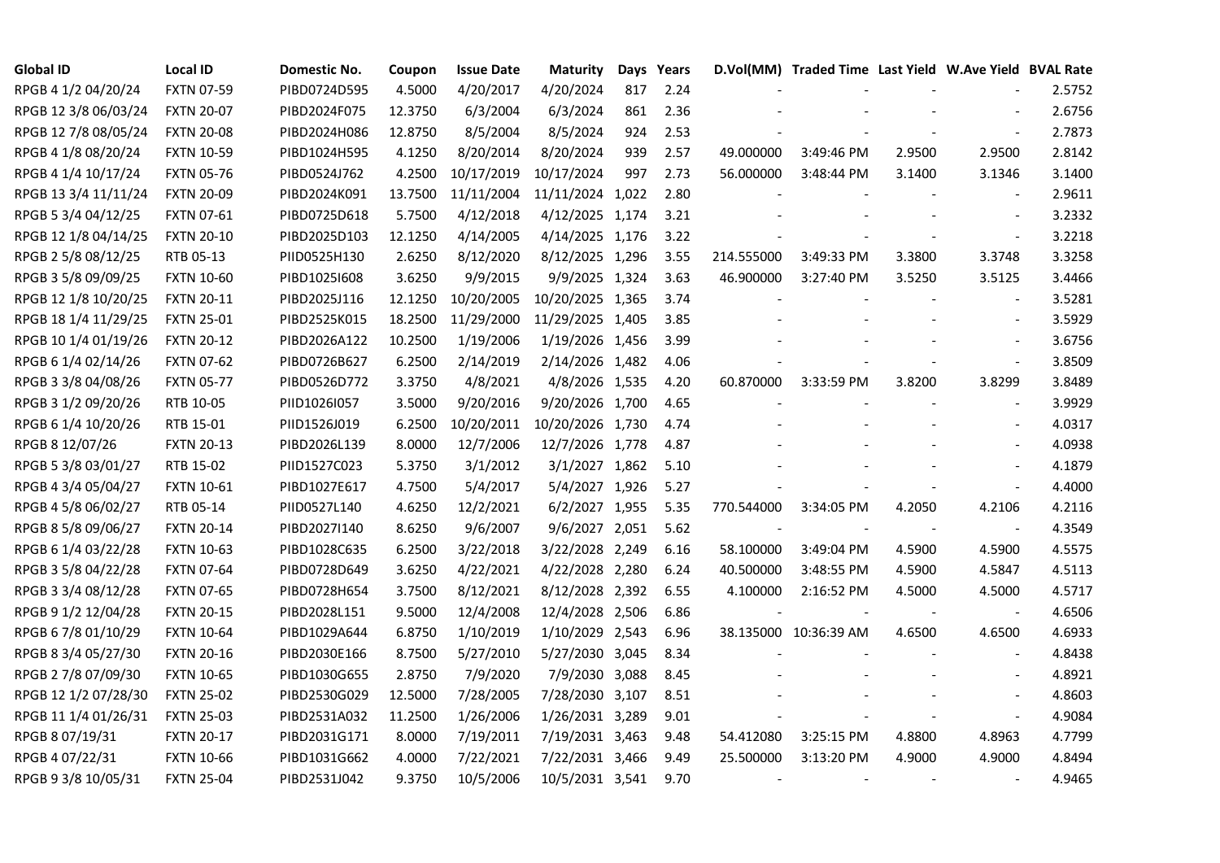| Global ID | Local ID | Domestic No. | Coupon | Issue Date | Maturity | Days | Years | D.Vol(MM) | Traded Time | Last Yield | W.Ave Yield | BVAL Rate |
|---|---|---|---|---|---|---|---|---|---|---|---|---|
| RPGB 4 1/2 04/20/24 | FXTN 07-59 | PIBD0724D595 | 4.5000 | 4/20/2017 | 4/20/2024 | 817 | 2.24 | - | - | - | - | 2.5752 |
| RPGB 12 3/8 06/03/24 | FXTN 20-07 | PIBD2024F075 | 12.3750 | 6/3/2004 | 6/3/2024 | 861 | 2.36 | - | - | - | - | 2.6756 |
| RPGB 12 7/8 08/05/24 | FXTN 20-08 | PIBD2024H086 | 12.8750 | 8/5/2004 | 8/5/2024 | 924 | 2.53 | - | - | - | - | 2.7873 |
| RPGB 4 1/8 08/20/24 | FXTN 10-59 | PIBD1024H595 | 4.1250 | 8/20/2014 | 8/20/2024 | 939 | 2.57 | 49.000000 | 3:49:46 PM | 2.9500 | 2.9500 | 2.8142 |
| RPGB 4 1/4 10/17/24 | FXTN 05-76 | PIBD0524J762 | 4.2500 | 10/17/2019 | 10/17/2024 | 997 | 2.73 | 56.000000 | 3:48:44 PM | 3.1400 | 3.1346 | 3.1400 |
| RPGB 13 3/4 11/11/24 | FXTN 20-09 | PIBD2024K091 | 13.7500 | 11/11/2004 | 11/11/2024 | 1,022 | 2.80 | - | - | - | - | 2.9611 |
| RPGB 5 3/4 04/12/25 | FXTN 07-61 | PIBD0725D618 | 5.7500 | 4/12/2018 | 4/12/2025 | 1,174 | 3.21 | - | - | - | - | 3.2332 |
| RPGB 12 1/8 04/14/25 | FXTN 20-10 | PIBD2025D103 | 12.1250 | 4/14/2005 | 4/14/2025 | 1,176 | 3.22 | - | - | - | - | 3.2218 |
| RPGB 2 5/8 08/12/25 | RTB 05-13 | PIID0525H130 | 2.6250 | 8/12/2020 | 8/12/2025 | 1,296 | 3.55 | 214.555000 | 3:49:33 PM | 3.3800 | 3.3748 | 3.3258 |
| RPGB 3 5/8 09/09/25 | FXTN 10-60 | PIBD1025I608 | 3.6250 | 9/9/2015 | 9/9/2025 | 1,324 | 3.63 | 46.900000 | 3:27:40 PM | 3.5250 | 3.5125 | 3.4466 |
| RPGB 12 1/8 10/20/25 | FXTN 20-11 | PIBD2025J116 | 12.1250 | 10/20/2005 | 10/20/2025 | 1,365 | 3.74 | - | - | - | - | 3.5281 |
| RPGB 18 1/4 11/29/25 | FXTN 25-01 | PIBD2525K015 | 18.2500 | 11/29/2000 | 11/29/2025 | 1,405 | 3.85 | - | - | - | - | 3.5929 |
| RPGB 10 1/4 01/19/26 | FXTN 20-12 | PIBD2026A122 | 10.2500 | 1/19/2006 | 1/19/2026 | 1,456 | 3.99 | - | - | - | - | 3.6756 |
| RPGB 6 1/4 02/14/26 | FXTN 07-62 | PIBD0726B627 | 6.2500 | 2/14/2019 | 2/14/2026 | 1,482 | 4.06 | - | - | - | - | 3.8509 |
| RPGB 3 3/8 04/08/26 | FXTN 05-77 | PIBD0526D772 | 3.3750 | 4/8/2021 | 4/8/2026 | 1,535 | 4.20 | 60.870000 | 3:33:59 PM | 3.8200 | 3.8299 | 3.8489 |
| RPGB 3 1/2 09/20/26 | RTB 10-05 | PIID1026I057 | 3.5000 | 9/20/2016 | 9/20/2026 | 1,700 | 4.65 | - | - | - | - | 3.9929 |
| RPGB 6 1/4 10/20/26 | RTB 15-01 | PIID1526J019 | 6.2500 | 10/20/2011 | 10/20/2026 | 1,730 | 4.74 | - | - | - | - | 4.0317 |
| RPGB 8 12/07/26 | FXTN 20-13 | PIBD2026L139 | 8.0000 | 12/7/2006 | 12/7/2026 | 1,778 | 4.87 | - | - | - | - | 4.0938 |
| RPGB 5 3/8 03/01/27 | RTB 15-02 | PIID1527C023 | 5.3750 | 3/1/2012 | 3/1/2027 | 1,862 | 5.10 | - | - | - | - | 4.1879 |
| RPGB 4 3/4 05/04/27 | FXTN 10-61 | PIBD1027E617 | 4.7500 | 5/4/2017 | 5/4/2027 | 1,926 | 5.27 | - | - | - | - | 4.4000 |
| RPGB 4 5/8 06/02/27 | RTB 05-14 | PIID0527L140 | 4.6250 | 12/2/2021 | 6/2/2027 | 1,955 | 5.35 | 770.544000 | 3:34:05 PM | 4.2050 | 4.2106 | 4.2116 |
| RPGB 8 5/8 09/06/27 | FXTN 20-14 | PIBD2027I140 | 8.6250 | 9/6/2007 | 9/6/2027 | 2,051 | 5.62 | - | - | - | - | 4.3549 |
| RPGB 6 1/4 03/22/28 | FXTN 10-63 | PIBD1028C635 | 6.2500 | 3/22/2018 | 3/22/2028 | 2,249 | 6.16 | 58.100000 | 3:49:04 PM | 4.5900 | 4.5900 | 4.5575 |
| RPGB 3 5/8 04/22/28 | FXTN 07-64 | PIBD0728D649 | 3.6250 | 4/22/2021 | 4/22/2028 | 2,280 | 6.24 | 40.500000 | 3:48:55 PM | 4.5900 | 4.5847 | 4.5113 |
| RPGB 3 3/4 08/12/28 | FXTN 07-65 | PIBD0728H654 | 3.7500 | 8/12/2021 | 8/12/2028 | 2,392 | 6.55 | 4.100000 | 2:16:52 PM | 4.5000 | 4.5000 | 4.5717 |
| RPGB 9 1/2 12/04/28 | FXTN 20-15 | PIBD2028L151 | 9.5000 | 12/4/2008 | 12/4/2028 | 2,506 | 6.86 | - | - | - | - | 4.6506 |
| RPGB 6 7/8 01/10/29 | FXTN 10-64 | PIBD1029A644 | 6.8750 | 1/10/2019 | 1/10/2029 | 2,543 | 6.96 | 38.135000 | 10:36:39 AM | 4.6500 | 4.6500 | 4.6933 |
| RPGB 8 3/4 05/27/30 | FXTN 20-16 | PIBD2030E166 | 8.7500 | 5/27/2010 | 5/27/2030 | 3,045 | 8.34 | - | - | - | - | 4.8438 |
| RPGB 2 7/8 07/09/30 | FXTN 10-65 | PIBD1030G655 | 2.8750 | 7/9/2020 | 7/9/2030 | 3,088 | 8.45 | - | - | - | - | 4.8921 |
| RPGB 12 1/2 07/28/30 | FXTN 25-02 | PIBD2530G029 | 12.5000 | 7/28/2005 | 7/28/2030 | 3,107 | 8.51 | - | - | - | - | 4.8603 |
| RPGB 11 1/4 01/26/31 | FXTN 25-03 | PIBD2531A032 | 11.2500 | 1/26/2006 | 1/26/2031 | 3,289 | 9.01 | - | - | - | - | 4.9084 |
| RPGB 8 07/19/31 | FXTN 20-17 | PIBD2031G171 | 8.0000 | 7/19/2011 | 7/19/2031 | 3,463 | 9.48 | 54.412080 | 3:25:15 PM | 4.8800 | 4.8963 | 4.7799 |
| RPGB 4 07/22/31 | FXTN 10-66 | PIBD1031G662 | 4.0000 | 7/22/2021 | 7/22/2031 | 3,466 | 9.49 | 25.500000 | 3:13:20 PM | 4.9000 | 4.9000 | 4.8494 |
| RPGB 9 3/8 10/05/31 | FXTN 25-04 | PIBD2531J042 | 9.3750 | 10/5/2006 | 10/5/2031 | 3,541 | 9.70 | - | - | - | - | 4.9465 |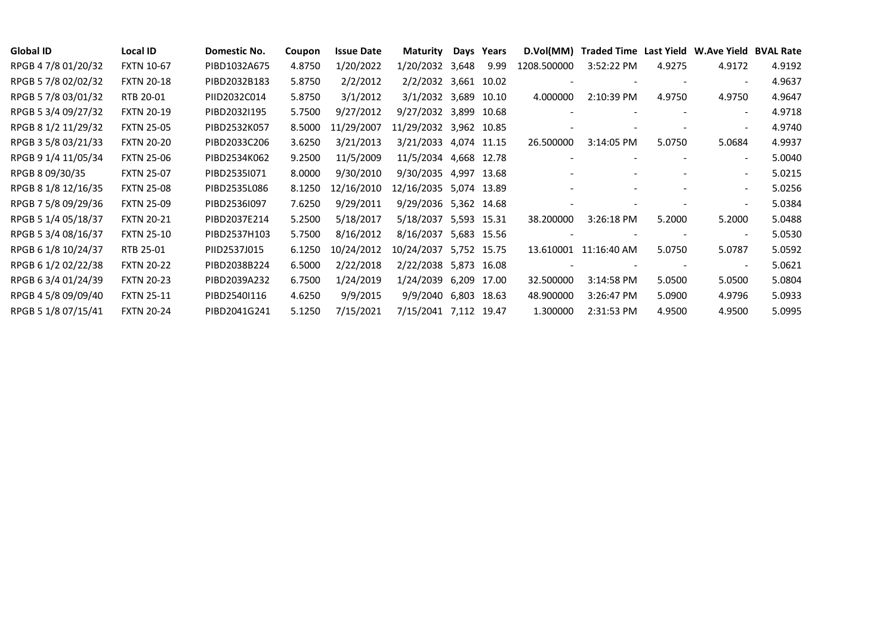| Global ID | Local ID | Domestic No. | Coupon | Issue Date | Maturity | Days | Years | D.Vol(MM) | Traded Time | Last Yield | W.Ave Yield | BVAL Rate |
|---|---|---|---|---|---|---|---|---|---|---|---|---|
| RPGB 4 7/8 01/20/32 | FXTN 10-67 | PIBD1032A675 | 4.8750 | 1/20/2022 | 1/20/2032 | 3,648 | 9.99 | 1208.500000 | 3:52:22 PM | 4.9275 | 4.9172 | 4.9192 |
| RPGB 5 7/8 02/02/32 | FXTN 20-18 | PIBD2032B183 | 5.8750 | 2/2/2012 | 2/2/2032 | 3,661 | 10.02 | - | - | - | - | 4.9637 |
| RPGB 5 7/8 03/01/32 | RTB 20-01 | PIID2032C014 | 5.8750 | 3/1/2012 | 3/1/2032 | 3,689 | 10.10 | 4.000000 | 2:10:39 PM | 4.9750 | 4.9750 | 4.9647 |
| RPGB 5 3/4 09/27/32 | FXTN 20-19 | PIBD2032I195 | 5.7500 | 9/27/2012 | 9/27/2032 | 3,899 | 10.68 | - | - | - | - | 4.9718 |
| RPGB 8 1/2 11/29/32 | FXTN 25-05 | PIBD2532K057 | 8.5000 | 11/29/2007 | 11/29/2032 | 3,962 | 10.85 | - | - | - | - | 4.9740 |
| RPGB 3 5/8 03/21/33 | FXTN 20-20 | PIBD2033C206 | 3.6250 | 3/21/2013 | 3/21/2033 | 4,074 | 11.15 | 26.500000 | 3:14:05 PM | 5.0750 | 5.0684 | 4.9937 |
| RPGB 9 1/4 11/05/34 | FXTN 25-06 | PIBD2534K062 | 9.2500 | 11/5/2009 | 11/5/2034 | 4,668 | 12.78 | - | - | - | - | 5.0040 |
| RPGB 8 09/30/35 | FXTN 25-07 | PIBD2535I071 | 8.0000 | 9/30/2010 | 9/30/2035 | 4,997 | 13.68 | - | - | - | - | 5.0215 |
| RPGB 8 1/8 12/16/35 | FXTN 25-08 | PIBD2535L086 | 8.1250 | 12/16/2010 | 12/16/2035 | 5,074 | 13.89 | - | - | - | - | 5.0256 |
| RPGB 7 5/8 09/29/36 | FXTN 25-09 | PIBD2536I097 | 7.6250 | 9/29/2011 | 9/29/2036 | 5,362 | 14.68 | - | - | - | - | 5.0384 |
| RPGB 5 1/4 05/18/37 | FXTN 20-21 | PIBD2037E214 | 5.2500 | 5/18/2017 | 5/18/2037 | 5,593 | 15.31 | 38.200000 | 3:26:18 PM | 5.2000 | 5.2000 | 5.0488 |
| RPGB 5 3/4 08/16/37 | FXTN 25-10 | PIBD2537H103 | 5.7500 | 8/16/2012 | 8/16/2037 | 5,683 | 15.56 | - | - | - | - | 5.0530 |
| RPGB 6 1/8 10/24/37 | RTB 25-01 | PIID2537J015 | 6.1250 | 10/24/2012 | 10/24/2037 | 5,752 | 15.75 | 13.610001 | 11:16:40 AM | 5.0750 | 5.0787 | 5.0592 |
| RPGB 6 1/2 02/22/38 | FXTN 20-22 | PIBD2038B224 | 6.5000 | 2/22/2018 | 2/22/2038 | 5,873 | 16.08 | - | - | - | - | 5.0621 |
| RPGB 6 3/4 01/24/39 | FXTN 20-23 | PIBD2039A232 | 6.7500 | 1/24/2019 | 1/24/2039 | 6,209 | 17.00 | 32.500000 | 3:14:58 PM | 5.0500 | 5.0500 | 5.0804 |
| RPGB 4 5/8 09/09/40 | FXTN 25-11 | PIBD2540I116 | 4.6250 | 9/9/2015 | 9/9/2040 | 6,803 | 18.63 | 48.900000 | 3:26:47 PM | 5.0900 | 4.9796 | 5.0933 |
| RPGB 5 1/8 07/15/41 | FXTN 20-24 | PIBD2041G241 | 5.1250 | 7/15/2021 | 7/15/2041 | 7,112 | 19.47 | 1.300000 | 2:31:53 PM | 4.9500 | 4.9500 | 5.0995 |